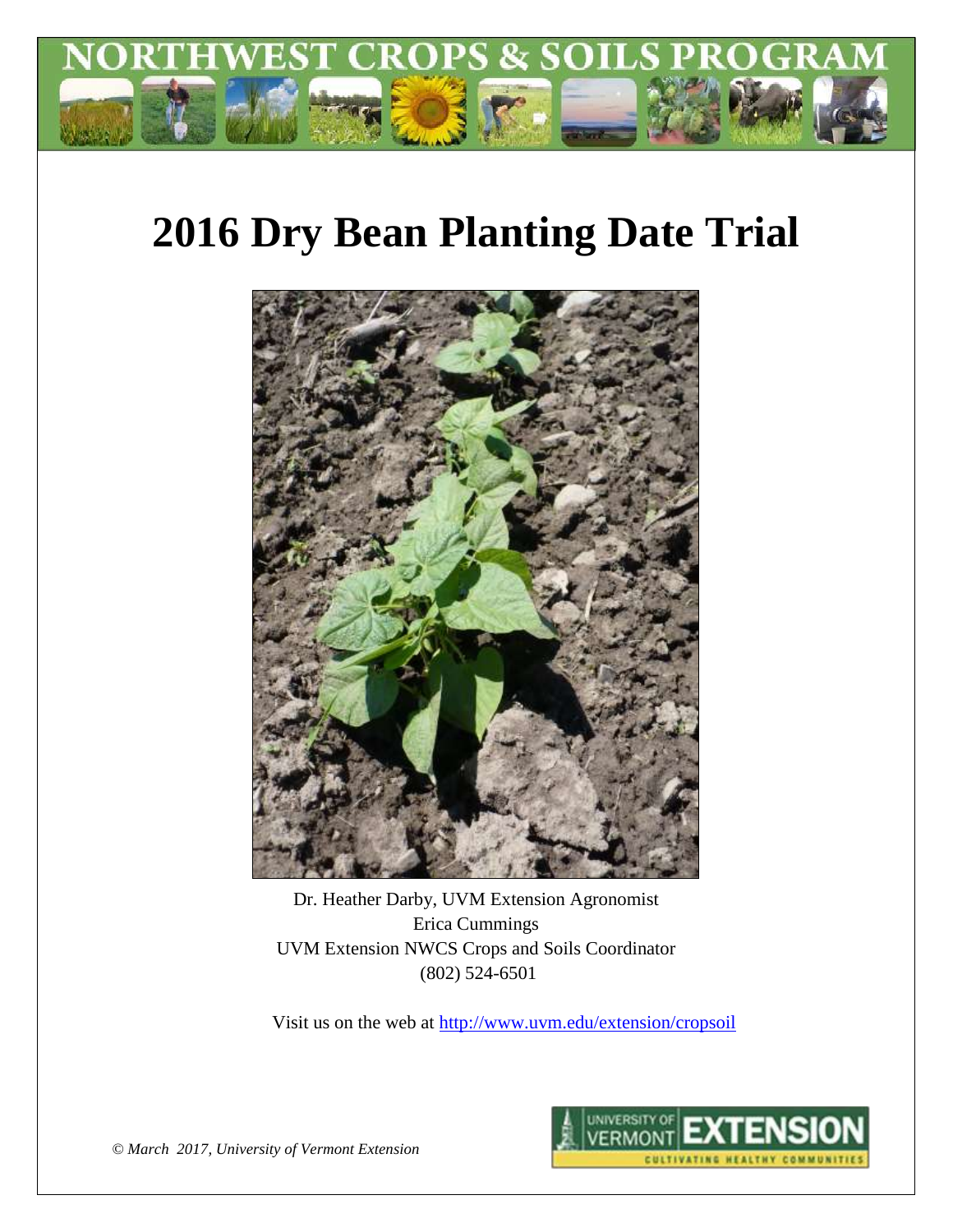NORTHWEST CROPS & SOILS PROGRAM

# 2016 Dry Bean Planting Date Trial

Dr. Heather Darby, UVM Extension Agronomist
Erica Cummings
UVM Extension NWCS Crops and Soils Coordinator
(802) 524-6501

Visit us on the web at http://www.uvm.edu/extension/cropsoil

*© March 2017, University of Vermont Extension*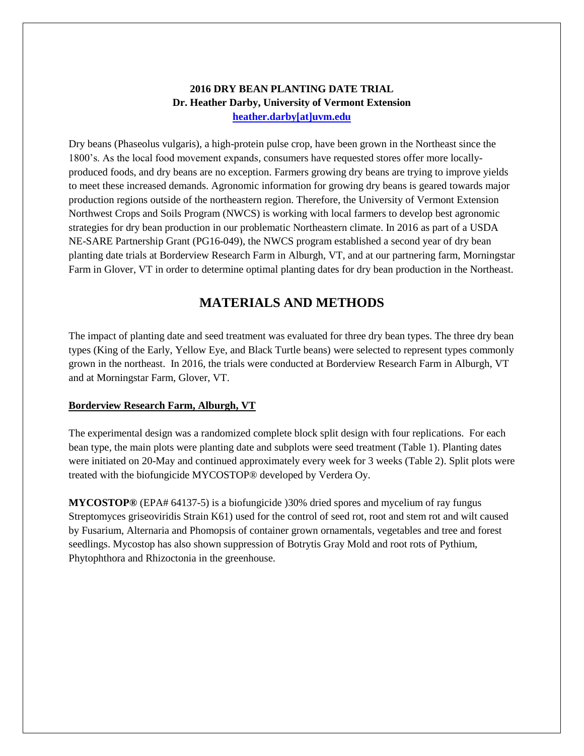**2016 DRY BEAN PLANTING DATE TRIAL**
**Dr. Heather Darby, University of Vermont Extension**
**heather.darby[at]uvm.edu**

Dry beans (Phaseolus vulgaris), a high-protein pulse crop, have been grown in the Northeast since the 1800's. As the local food movement expands, consumers have requested stores offer more locally-produced foods, and dry beans are no exception. Farmers growing dry beans are trying to improve yields to meet these increased demands. Agronomic information for growing dry beans is geared towards major production regions outside of the northeastern region. Therefore, the University of Vermont Extension Northwest Crops and Soils Program (NWCS) is working with local farmers to develop best agronomic strategies for dry bean production in our problematic Northeastern climate. In 2016 as part of a USDA NE-SARE Partnership Grant (PG16-049), the NWCS program established a second year of dry bean planting date trials at Borderview Research Farm in Alburgh, VT, and at our partnering farm, Morningstar Farm in Glover, VT in order to determine optimal planting dates for dry bean production in the Northeast.

# MATERIALS AND METHODS

The impact of planting date and seed treatment was evaluated for three dry bean types. The three dry bean types (King of the Early, Yellow Eye, and Black Turtle beans) were selected to represent types commonly grown in the northeast. In 2016, the trials were conducted at Borderview Research Farm in Alburgh, VT and at Morningstar Farm, Glover, VT.

**Borderview Research Farm, Alburgh, VT**

The experimental design was a randomized complete block split design with four replications. For each bean type, the main plots were planting date and subplots were seed treatment (Table 1). Planting dates were initiated on 20-May and continued approximately every week for 3 weeks (Table 2). Split plots were treated with the biofungicide MYCOSTOP® developed by Verdera Oy.

**MYCOSTOP®** (EPA# 64137-5) is a biofungicide )30% dried spores and mycelium of ray fungus Streptomyces griseoviridis Strain K61) used for the control of seed rot, root and stem rot and wilt caused by Fusarium, Alternaria and Phomopsis of container grown ornamentals, vegetables and tree and forest seedlings. Mycostop has also shown suppression of Botrytis Gray Mold and root rots of Pythium, Phytophthora and Rhizoctonia in the greenhouse.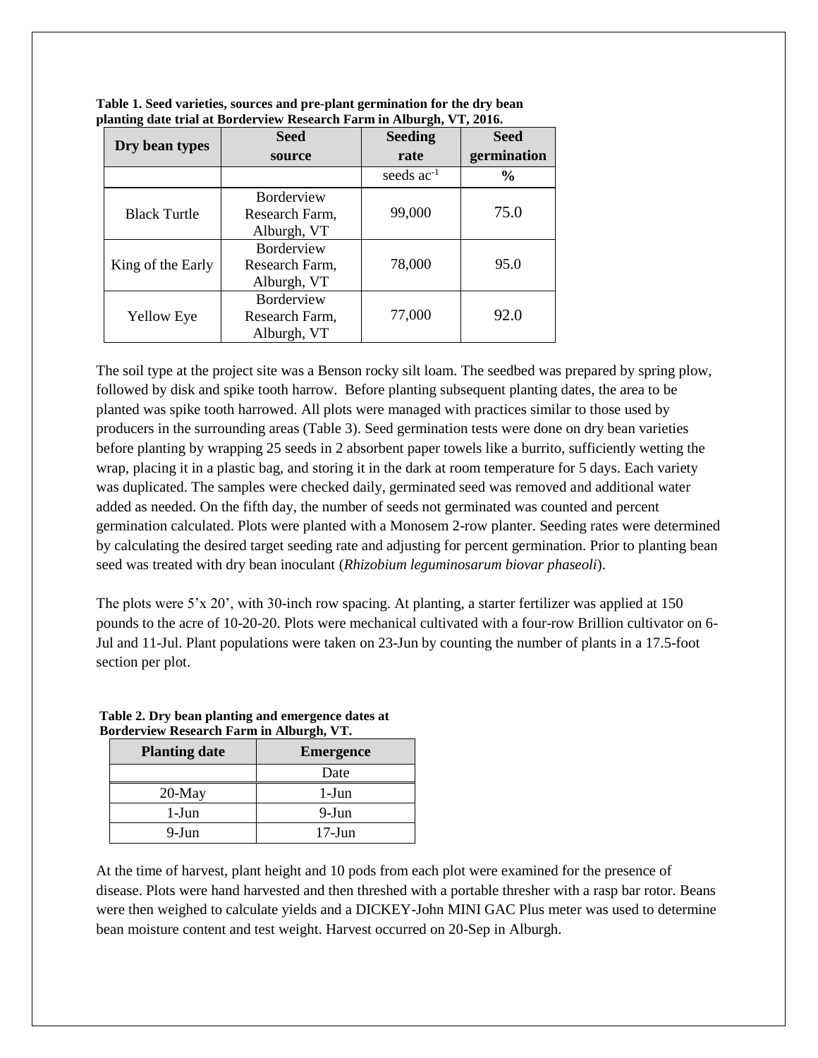**Table 1. Seed varieties, sources and pre-plant germination for the dry bean planting date trial at Borderview Research Farm in Alburgh, VT, 2016.**

| Dry bean types | Seed source | Seeding rate | Seed germination |
|---|---|---|---|
| | | seeds ac$^{-1}$ | % |
| Black Turtle | Borderview Research Farm, Alburgh, VT | 99,000 | 75.0 |
| King of the Early | Borderview Research Farm, Alburgh, VT | 78,000 | 95.0 |
| Yellow Eye | Borderview Research Farm, Alburgh, VT | 77,000 | 92.0 |

The soil type at the project site was a Benson rocky silt loam. The seedbed was prepared by spring plow, followed by disk and spike tooth harrow. Before planting subsequent planting dates, the area to be planted was spike tooth harrowed. All plots were managed with practices similar to those used by producers in the surrounding areas (Table 3). Seed germination tests were done on dry bean varieties before planting by wrapping 25 seeds in 2 absorbent paper towels like a burrito, sufficiently wetting the wrap, placing it in a plastic bag, and storing it in the dark at room temperature for 5 days. Each variety was duplicated. The samples were checked daily, germinated seed was removed and additional water added as needed. On the fifth day, the number of seeds not germinated was counted and percent germination calculated. Plots were planted with a Monosem 2-row planter. Seeding rates were determined by calculating the desired target seeding rate and adjusting for percent germination. Prior to planting bean seed was treated with dry bean inoculant (*Rhizobium leguminosarum biovar phaseoli*).

The plots were 5'x 20', with 30-inch row spacing. At planting, a starter fertilizer was applied at 150 pounds to the acre of 10-20-20. Plots were mechanical cultivated with a four-row Brillion cultivator on 6-Jul and 11-Jul. Plant populations were taken on 23-Jun by counting the number of plants in a 17.5-foot section per plot.

**Table 2. Dry bean planting and emergence dates at Borderview Research Farm in Alburgh, VT.**

| Planting date | Emergence |
|---|---|
| | Date |
| 20-May | 1-Jun |
| 1-Jun | 9-Jun |
| 9-Jun | 17-Jun |

At the time of harvest, plant height and 10 pods from each plot were examined for the presence of disease. Plots were hand harvested and then threshed with a portable thresher with a rasp bar rotor. Beans were then weighed to calculate yields and a DICKEY-John MINI GAC Plus meter was used to determine bean moisture content and test weight. Harvest occurred on 20-Sep in Alburgh.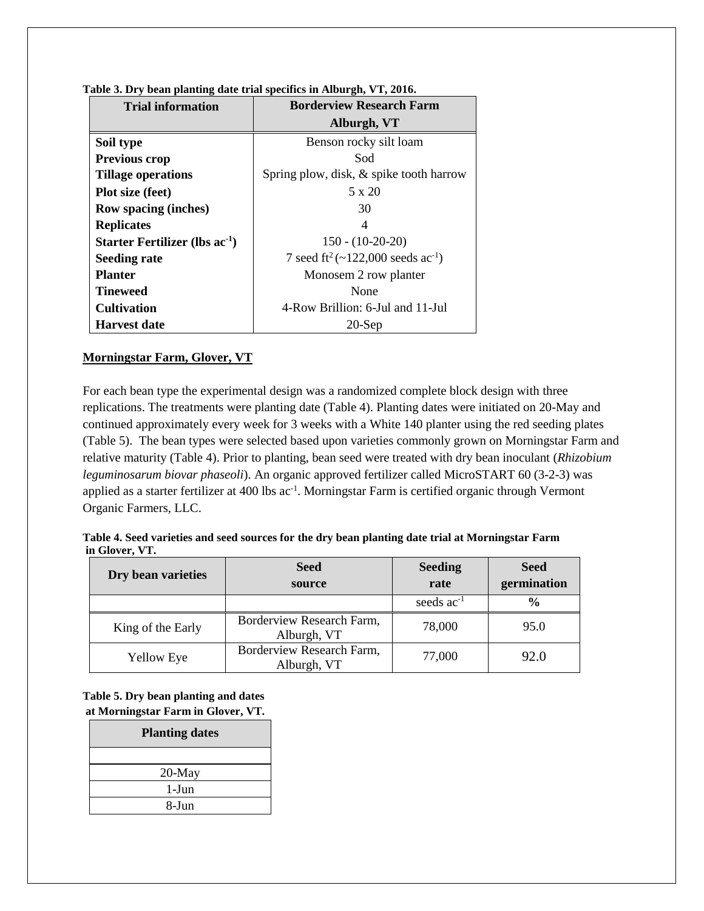**Table 3. Dry bean planting date trial specifics in Alburgh, VT, 2016.**

| Trial information | Borderview Research Farm Alburgh, VT |
|---|---|
| **Soil type** | Benson rocky silt loam |
| **Previous crop** | Sod |
| **Tillage operations** | Spring plow, disk, & spike tooth harrow |
| **Plot size (feet)** | 5 x 20 |
| **Row spacing (inches)** | 30 |
| **Replicates** | 4 |
| **Starter Fertilizer (lbs ac$^{-1}$)** | 150 - (10-20-20) |
| **Seeding rate** | 7 seed ft$^{2}$ (~122,000 seeds ac$^{-1}$) |
| **Planter** | Monosem 2 row planter |
| **Tineweed** | None |
| **Cultivation** | 4-Row Brillion: 6-Jul and 11-Jul |
| **Harvest date** | 20-Sep |

## Morningstar Farm, Glover, VT

For each bean type the experimental design was a randomized complete block design with three replications. The treatments were planting date (Table 4). Planting dates were initiated on 20-May and continued approximately every week for 3 weeks with a White 140 planter using the red seeding plates (Table 5). The bean types were selected based upon varieties commonly grown on Morningstar Farm and relative maturity (Table 4). Prior to planting, bean seed were treated with dry bean inoculant (*Rhizobium leguminosarum biovar phaseoli*). An organic approved fertilizer called MicroSTART 60 (3-2-3) was applied as a starter fertilizer at 400 lbs ac$^{-1}$. Morningstar Farm is certified organic through Vermont Organic Farmers, LLC.

**Table 4. Seed varieties and seed sources for the dry bean planting date trial at Morningstar Farm in Glover, VT.**

| Dry bean varieties | Seed source | Seeding rate | Seed germination |
|---|---|---|---|
| | | seeds ac$^{-1}$ | % |
| King of the Early | Borderview Research Farm, Alburgh, VT | 78,000 | 95.0 |
| Yellow Eye | Borderview Research Farm, Alburgh, VT | 77,000 | 92.0 |

**Table 5. Dry bean planting and dates at Morningstar Farm in Glover, VT.**

| Planting dates |
|---|
| |
| 20-May |
| 1-Jun |
| 8-Jun |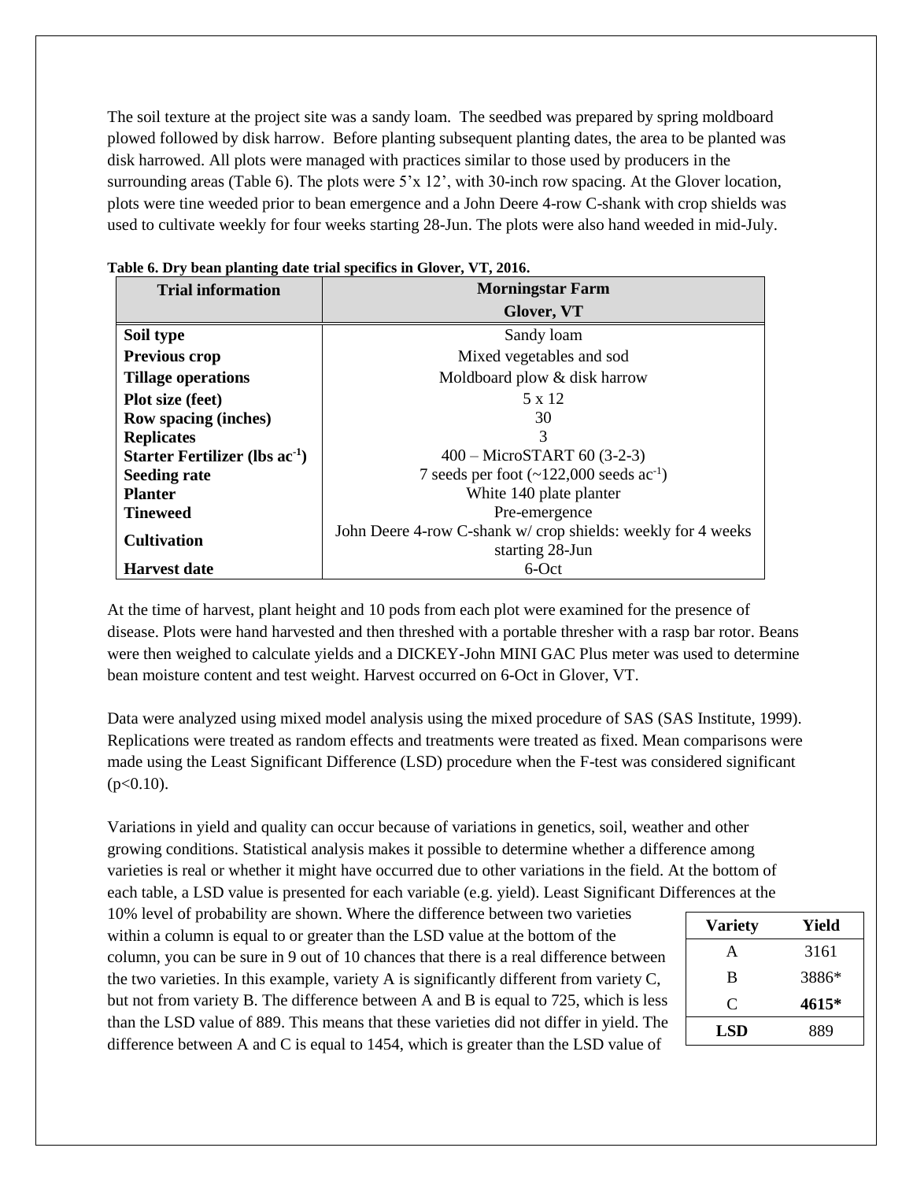The soil texture at the project site was a sandy loam. The seedbed was prepared by spring moldboard plowed followed by disk harrow. Before planting subsequent planting dates, the area to be planted was disk harrowed. All plots were managed with practices similar to those used by producers in the surrounding areas (Table 6). The plots were 5'x 12', with 30-inch row spacing. At the Glover location, plots were tine weeded prior to bean emergence and a John Deere 4-row C-shank with crop shields was used to cultivate weekly for four weeks starting 28-Jun. The plots were also hand weeded in mid-July.

**Table 6. Dry bean planting date trial specifics in Glover, VT, 2016.**

| Trial information | Morningstar Farm Glover, VT |
|---|---|
| **Soil type** | Sandy loam |
| **Previous crop** | Mixed vegetables and sod |
| **Tillage operations** | Moldboard plow & disk harrow |
| **Plot size (feet)** | 5 x 12 |
| **Row spacing (inches)** | 30 |
| **Replicates** | 3 |
| **Starter Fertilizer (lbs $ac^{-1}$)** | 400 – MicroSTART 60 (3-2-3) |
| **Seeding rate** | 7 seeds per foot (~122,000 seeds $ac^{-1}$) |
| **Planter** | White 140 plate planter |
| **Tineweed** | Pre-emergence |
| **Cultivation** | John Deere 4-row C-shank w/ crop shields: weekly for 4 weeks starting 28-Jun |
| **Harvest date** | 6-Oct |

At the time of harvest, plant height and 10 pods from each plot were examined for the presence of disease. Plots were hand harvested and then threshed with a portable thresher with a rasp bar rotor. Beans were then weighed to calculate yields and a DICKEY-John MINI GAC Plus meter was used to determine bean moisture content and test weight. Harvest occurred on 6-Oct in Glover, VT.

Data were analyzed using mixed model analysis using the mixed procedure of SAS (SAS Institute, 1999). Replications were treated as random effects and treatments were treated as fixed. Mean comparisons were made using the Least Significant Difference (LSD) procedure when the F-test was considered significant ($p<0.10$).

Variations in yield and quality can occur because of variations in genetics, soil, weather and other growing conditions. Statistical analysis makes it possible to determine whether a difference among varieties is real or whether it might have occurred due to other variations in the field. At the bottom of each table, a LSD value is presented for each variable (e.g. yield). Least Significant Differences at the 10% level of probability are shown. Where the difference between two varieties within a column is equal to or greater than the LSD value at the bottom of the column, you can be sure in 9 out of 10 chances that there is a real difference between the two varieties. In this example, variety A is significantly different from variety C, but not from variety B. The difference between A and B is equal to 725, which is less than the LSD value of 889. This means that these varieties did not differ in yield. The difference between A and C is equal to 1454, which is greater than the LSD value of

| Variety | Yield |
|---|---|
| A | 3161 |
| B | 3886* |
| C | **4615*** |
| **LSD** | 889 |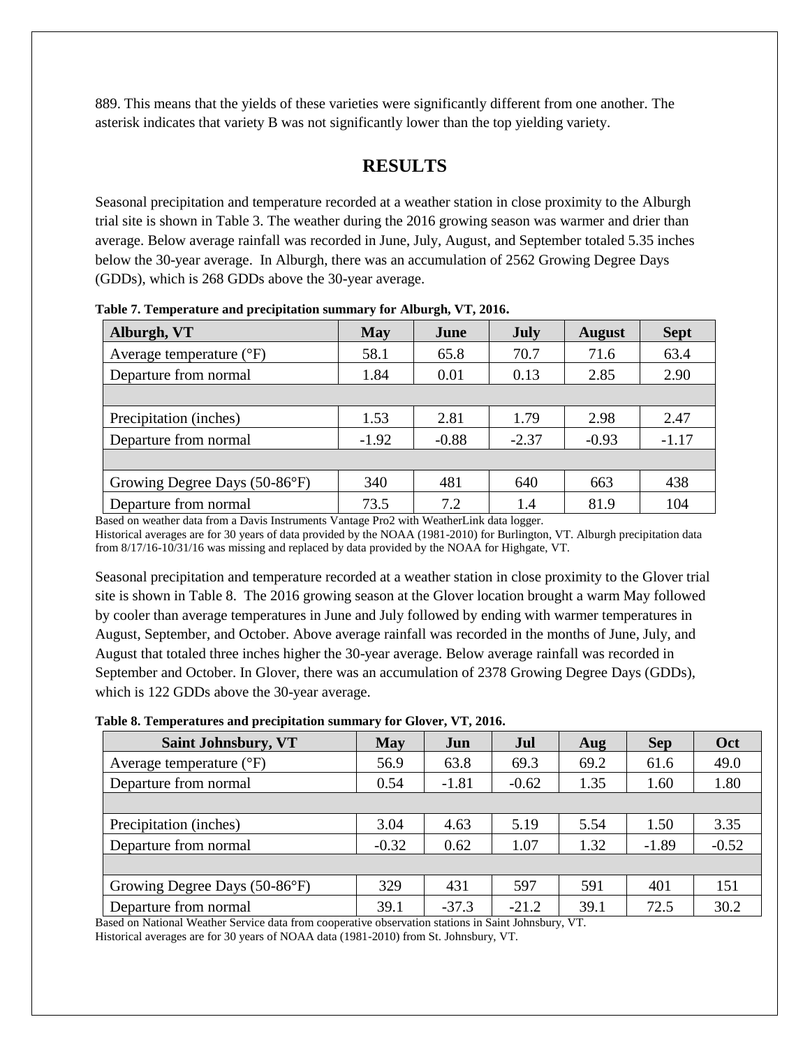889. This means that the yields of these varieties were significantly different from one another. The asterisk indicates that variety B was not significantly lower than the top yielding variety.

## RESULTS

Seasonal precipitation and temperature recorded at a weather station in close proximity to the Alburgh trial site is shown in Table 3. The weather during the 2016 growing season was warmer and drier than average. Below average rainfall was recorded in June, July, August, and September totaled 5.35 inches below the 30-year average. In Alburgh, there was an accumulation of 2562 Growing Degree Days (GDDs), which is 268 GDDs above the 30-year average.

**Table 7. Temperature and precipitation summary for Alburgh, VT, 2016.**

| Alburgh, VT | May | June | July | August | Sept |
|---|---|---|---|---|---|
| Average temperature (°F) | 58.1 | 65.8 | 70.7 | 71.6 | 63.4 |
| Departure from normal | 1.84 | 0.01 | 0.13 | 2.85 | 2.90 |
| | | | | | |
| Precipitation (inches) | 1.53 | 2.81 | 1.79 | 2.98 | 2.47 |
| Departure from normal | -1.92 | -0.88 | -2.37 | -0.93 | -1.17 |
| | | | | | |
| Growing Degree Days (50-86°F) | 340 | 481 | 640 | 663 | 438 |
| Departure from normal | 73.5 | 7.2 | 1.4 | 81.9 | 104 |

Based on weather data from a Davis Instruments Vantage Pro2 with WeatherLink data logger.
Historical averages are for 30 years of data provided by the NOAA (1981-2010) for Burlington, VT. Alburgh precipitation data from 8/17/16-10/31/16 was missing and replaced by data provided by the NOAA for Highgate, VT.

Seasonal precipitation and temperature recorded at a weather station in close proximity to the Glover trial site is shown in Table 8. The 2016 growing season at the Glover location brought a warm May followed by cooler than average temperatures in June and July followed by ending with warmer temperatures in August, September, and October. Above average rainfall was recorded in the months of June, July, and August that totaled three inches higher the 30-year average. Below average rainfall was recorded in September and October. In Glover, there was an accumulation of 2378 Growing Degree Days (GDDs), which is 122 GDDs above the 30-year average.

**Table 8. Temperatures and precipitation summary for Glover, VT, 2016.**

| Saint Johnsbury, VT | May | Jun | Jul | Aug | Sep | Oct |
|---|---|---|---|---|---|---|
| Average temperature (°F) | 56.9 | 63.8 | 69.3 | 69.2 | 61.6 | 49.0 |
| Departure from normal | 0.54 | -1.81 | -0.62 | 1.35 | 1.60 | 1.80 |
| | | | | | | |
| Precipitation (inches) | 3.04 | 4.63 | 5.19 | 5.54 | 1.50 | 3.35 |
| Departure from normal | -0.32 | 0.62 | 1.07 | 1.32 | -1.89 | -0.52 |
| | | | | | | |
| Growing Degree Days (50-86°F) | 329 | 431 | 597 | 591 | 401 | 151 |
| Departure from normal | 39.1 | -37.3 | -21.2 | 39.1 | 72.5 | 30.2 |

Based on National Weather Service data from cooperative observation stations in Saint Johnsbury, VT.
Historical averages are for 30 years of NOAA data (1981-2010) from St. Johnsbury, VT.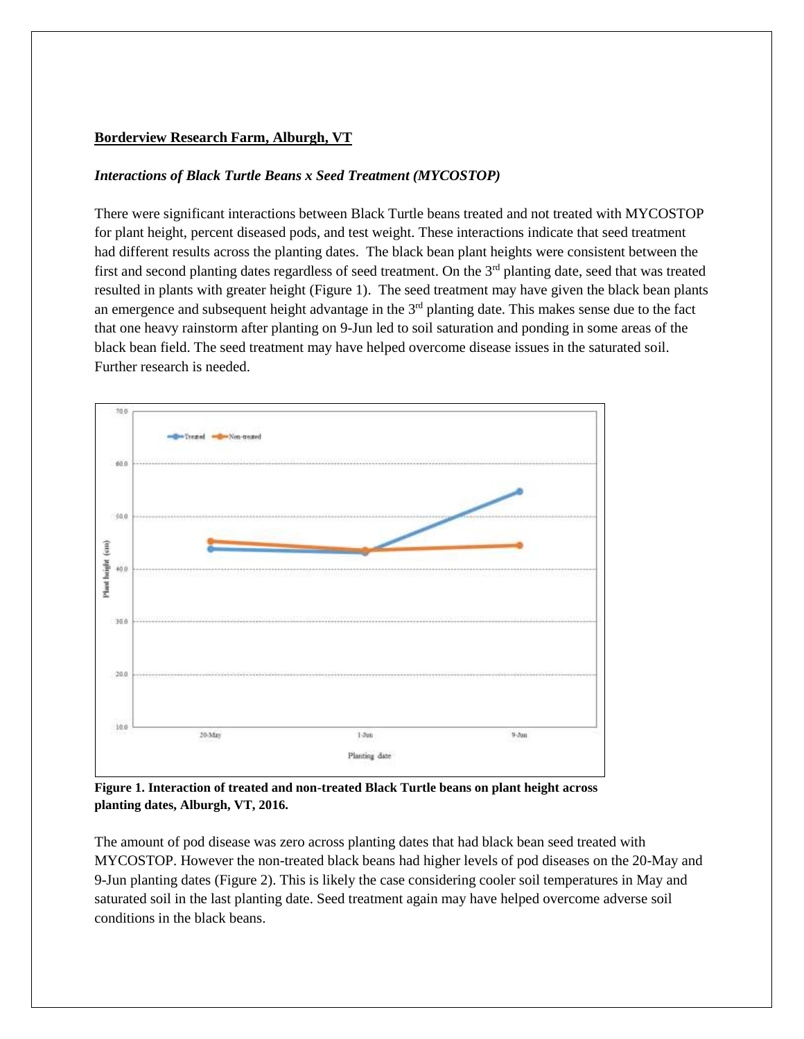**Borderview Research Farm, Alburgh, VT**

***Interactions of Black Turtle Beans x Seed Treatment (MYCOSTOP)***

There were significant interactions between Black Turtle beans treated and not treated with MYCOSTOP for plant height, percent diseased pods, and test weight. These interactions indicate that seed treatment had different results across the planting dates. The black bean plant heights were consistent between the first and second planting dates regardless of seed treatment. On the 3rd planting date, seed that was treated resulted in plants with greater height (Figure 1). The seed treatment may have given the black bean plants an emergence and subsequent height advantage in the 3rd planting date. This makes sense due to the fact that one heavy rainstorm after planting on 9-Jun led to soil saturation and ponding in some areas of the black bean field. The seed treatment may have helped overcome disease issues in the saturated soil. Further research is needed.

**Figure 1. Interaction of treated and non-treated Black Turtle beans on plant height across planting dates, Alburgh, VT, 2016.**

The amount of pod disease was zero across planting dates that had black bean seed treated with MYCOSTOP. However the non-treated black beans had higher levels of pod diseases on the 20-May and 9-Jun planting dates (Figure 2). This is likely the case considering cooler soil temperatures in May and saturated soil in the last planting date. Seed treatment again may have helped overcome adverse soil conditions in the black beans.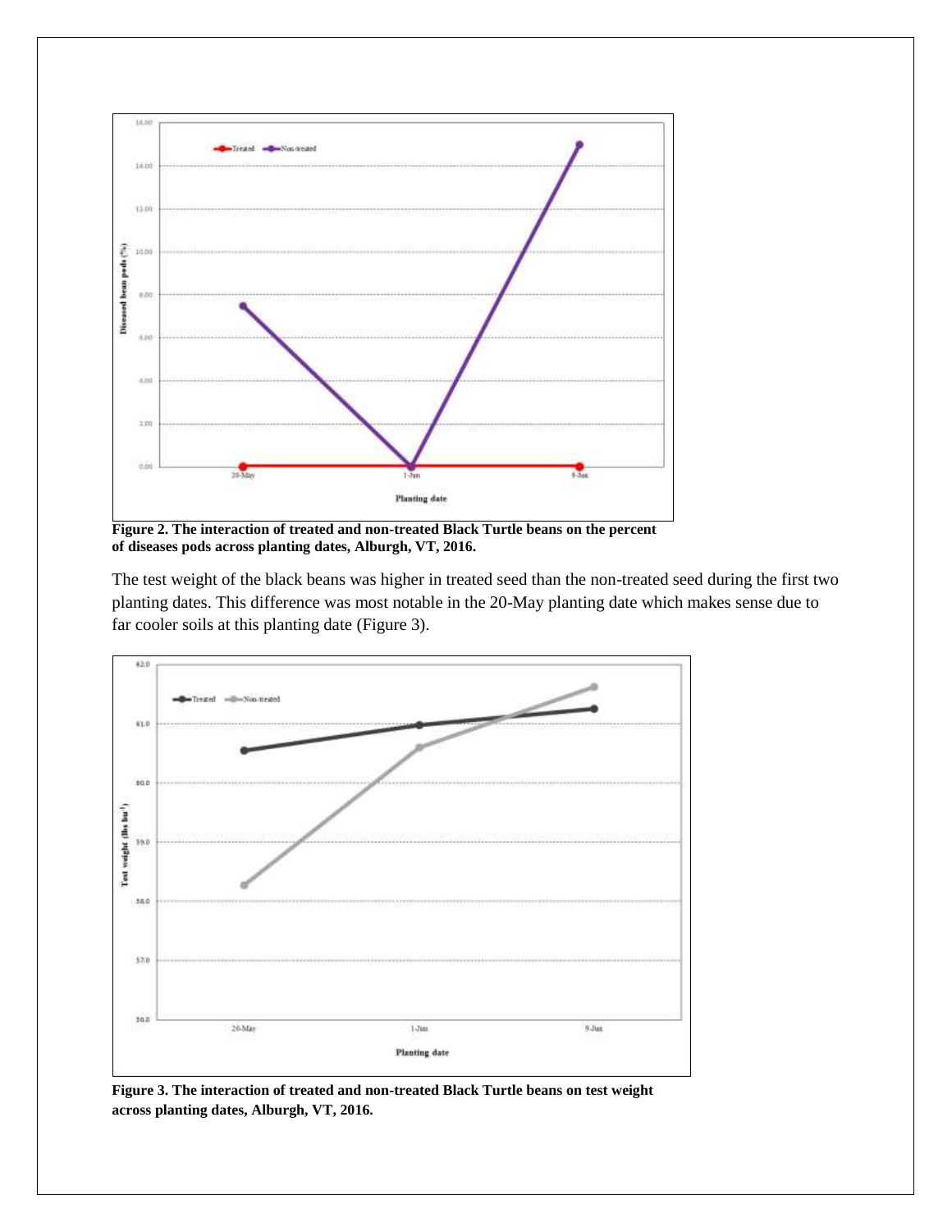**Figure 2. The interaction of treated and non-treated Black Turtle beans on the percent of diseases pods across planting dates, Alburgh, VT, 2016.**

The test weight of the black beans was higher in treated seed than the non-treated seed during the first two planting dates. This difference was most notable in the 20-May planting date which makes sense due to far cooler soils at this planting date (Figure 3).

**Figure 3. The interaction of treated and non-treated Black Turtle beans on test weight across planting dates, Alburgh, VT, 2016.**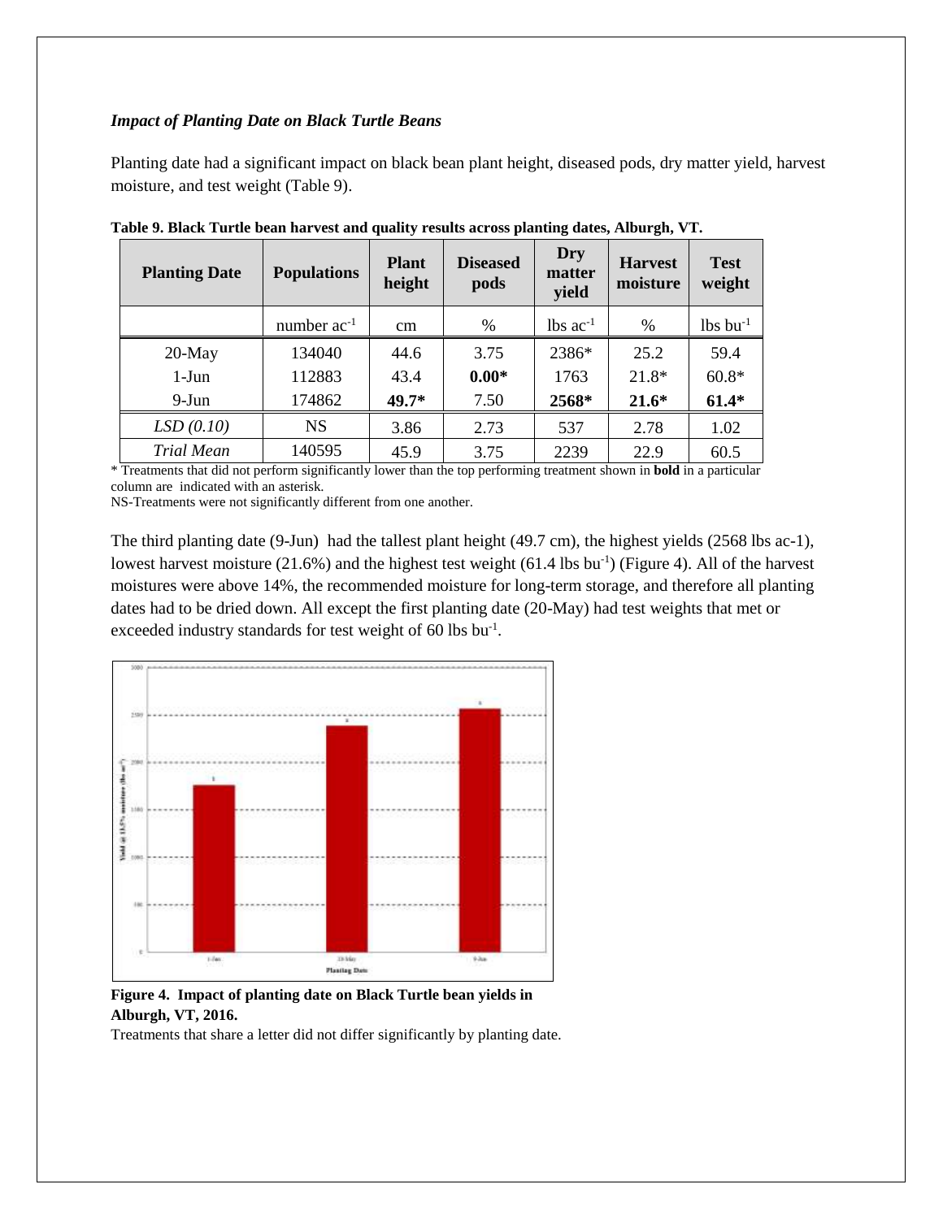***Impact of Planting Date on Black Turtle Beans***

Planting date had a significant impact on black bean plant height, diseased pods, dry matter yield, harvest moisture, and test weight (Table 9).

**Table 9. Black Turtle bean harvest and quality results across planting dates, Alburgh, VT.**

| Planting Date | Populations | Plant height | Diseased pods | Dry matter yield | Harvest moisture | Test weight |
|---|---|---|---|---|---|---|
| | number $ac^{-1}$ | cm | % | lbs $ac^{-1}$ | % | lbs $bu^{-1}$ |
| 20-May | 134040 | 44.6 | 3.75 | 2386* | 25.2 | 59.4 |
| 1-Jun | 112883 | 43.4 | **0.00*** | 1763 | 21.8* | 60.8* |
| 9-Jun | 174862 | **49.7*** | 7.50 | **2568*** | **21.6*** | **61.4*** |
| *LSD (0.10)* | NS | 3.86 | 2.73 | 537 | 2.78 | 1.02 |
| *Trial Mean* | 140595 | 45.9 | 3.75 | 2239 | 22.9 | 60.5 |

\* Treatments that did not perform significantly lower than the top performing treatment shown in **bold** in a particular column are indicated with an asterisk.
NS-Treatments were not significantly different from one another.

The third planting date (9-Jun) had the tallest plant height (49.7 cm), the highest yields (2568 lbs ac-1), lowest harvest moisture (21.6%) and the highest test weight (61.4 lbs $bu^{-1}$) (Figure 4). All of the harvest moistures were above 14%, the recommended moisture for long-term storage, and therefore all planting dates had to be dried down. All except the first planting date (20-May) had test weights that met or exceeded industry standards for test weight of 60 lbs $bu^{-1}$.

**Figure 4. Impact of planting date on Black Turtle bean yields in Alburgh, VT, 2016.**
Treatments that share a letter did not differ significantly by planting date.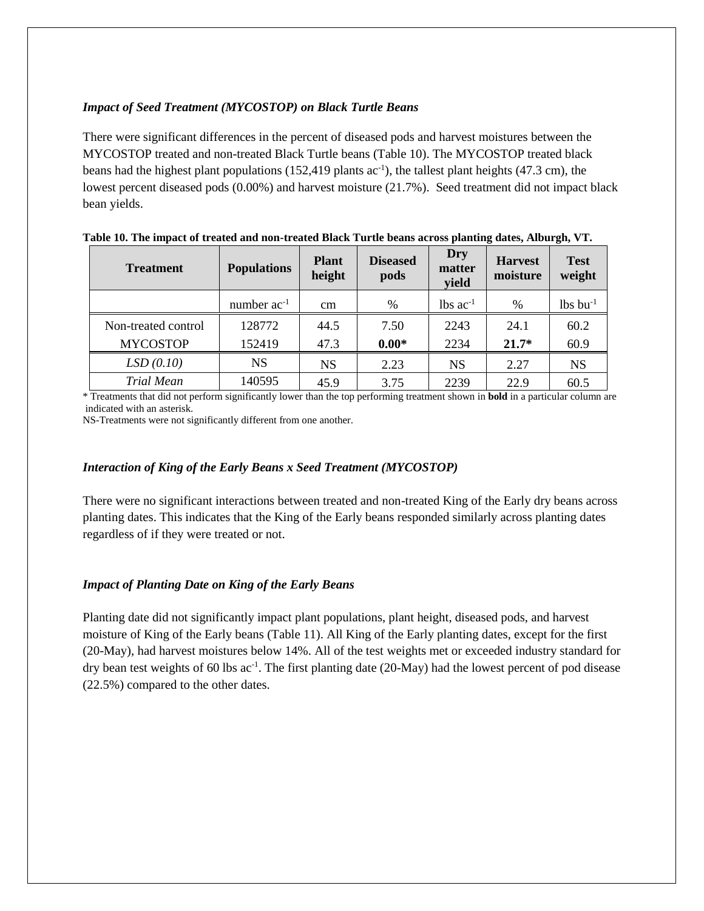### *Impact of Seed Treatment (MYCOSTOP) on Black Turtle Beans*

There were significant differences in the percent of diseased pods and harvest moistures between the MYCOSTOP treated and non-treated Black Turtle beans (Table 10). The MYCOSTOP treated black beans had the highest plant populations (152,419 plants $ac^{-1}$), the tallest plant heights (47.3 cm), the lowest percent diseased pods (0.00%) and harvest moisture (21.7%). Seed treatment did not impact black bean yields.

**Table 10. The impact of treated and non-treated Black Turtle beans across planting dates, Alburgh, VT.**

| Treatment | Populations | Plant height | Diseased pods | Dry matter yield | Harvest moisture | Test weight |
|---|---|---|---|---|---|---|
| | number $ac^{-1}$ | cm | % | lbs $ac^{-1}$ | % | lbs $bu^{-1}$ |
| Non-treated control | 128772 | 44.5 | 7.50 | 2243 | 24.1 | 60.2 |
| MYCOSTOP | 152419 | 47.3 | **0.00*** | 2234 | **21.7*** | 60.9 |
| *LSD (0.10)* | NS | NS | 2.23 | NS | 2.27 | NS |
| *Trial Mean* | 140595 | 45.9 | 3.75 | 2239 | 22.9 | 60.5 |

\* Treatments that did not perform significantly lower than the top performing treatment shown in **bold** in a particular column are indicated with an asterisk.
NS-Treatments were not significantly different from one another.

### *Interaction of King of the Early Beans x Seed Treatment (MYCOSTOP)*

There were no significant interactions between treated and non-treated King of the Early dry beans across planting dates. This indicates that the King of the Early beans responded similarly across planting dates regardless of if they were treated or not.

### *Impact of Planting Date on King of the Early Beans*

Planting date did not significantly impact plant populations, plant height, diseased pods, and harvest moisture of King of the Early beans (Table 11). All King of the Early planting dates, except for the first (20-May), had harvest moistures below 14%. All of the test weights met or exceeded industry standard for dry bean test weights of 60 lbs $ac^{-1}$. The first planting date (20-May) had the lowest percent of pod disease (22.5%) compared to the other dates.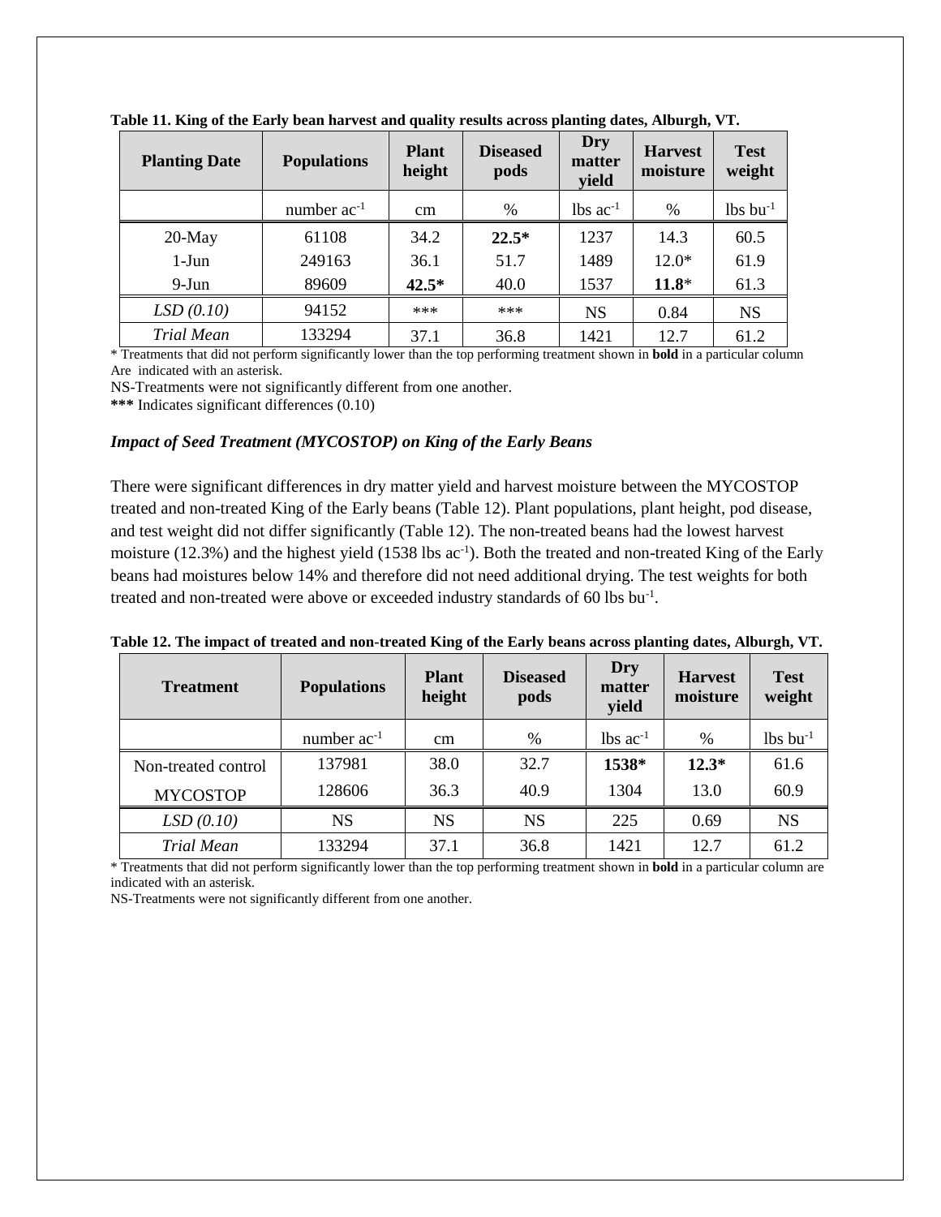**Table 11. King of the Early bean harvest and quality results across planting dates, Alburgh, VT.**

| Planting Date | Populations | Plant height | Diseased pods | Dry matter yield | Harvest moisture | Test weight |
|---|---|---|---|---|---|---|
| | number ac$^{-1}$ | cm | % | lbs ac$^{-1}$ | % | lbs bu$^{-1}$ |
| 20-May | 61108 | 34.2 | **22.5*** | 1237 | 14.3 | 60.5 |
| 1-Jun | 249163 | 36.1 | 51.7 | 1489 | 12.0* | 61.9 |
| 9-Jun | 89609 | **42.5*** | 40.0 | 1537 | **11.8*** | 61.3 |
| *LSD (0.10)* | 94152 | *** | *** | NS | 0.84 | NS |
| *Trial Mean* | 133294 | 37.1 | 36.8 | 1421 | 12.7 | 61.2 |

* Treatments that did not perform significantly lower than the top performing treatment shown in **bold** in a particular column Are indicated with an asterisk.

NS-Treatments were not significantly different from one another.

***** Indicates significant differences (0.10)

### *Impact of Seed Treatment (MYCOSTOP) on King of the Early Beans*

There were significant differences in dry matter yield and harvest moisture between the MYCOSTOP treated and non-treated King of the Early beans (Table 12). Plant populations, plant height, pod disease, and test weight did not differ significantly (Table 12). The non-treated beans had the lowest harvest moisture (12.3%) and the highest yield (1538 lbs ac$^{-1}$). Both the treated and non-treated King of the Early beans had moistures below 14% and therefore did not need additional drying. The test weights for both treated and non-treated were above or exceeded industry standards of 60 lbs bu$^{-1}$.

**Table 12. The impact of treated and non-treated King of the Early beans across planting dates, Alburgh, VT.**

| Treatment | Populations | Plant height | Diseased pods | Dry matter yield | Harvest moisture | Test weight |
|---|---|---|---|---|---|---|
| | number ac$^{-1}$ | cm | % | lbs ac$^{-1}$ | % | lbs bu$^{-1}$ |
| Non-treated control | 137981 | 38.0 | 32.7 | **1538*** | **12.3*** | 61.6 |
| MYCOSTOP | 128606 | 36.3 | 40.9 | 1304 | 13.0 | 60.9 |
| *LSD (0.10)* | NS | NS | NS | 225 | 0.69 | NS |
| *Trial Mean* | 133294 | 37.1 | 36.8 | 1421 | 12.7 | 61.2 |

* Treatments that did not perform significantly lower than the top performing treatment shown in **bold** in a particular column are indicated with an asterisk.

NS-Treatments were not significantly different from one another.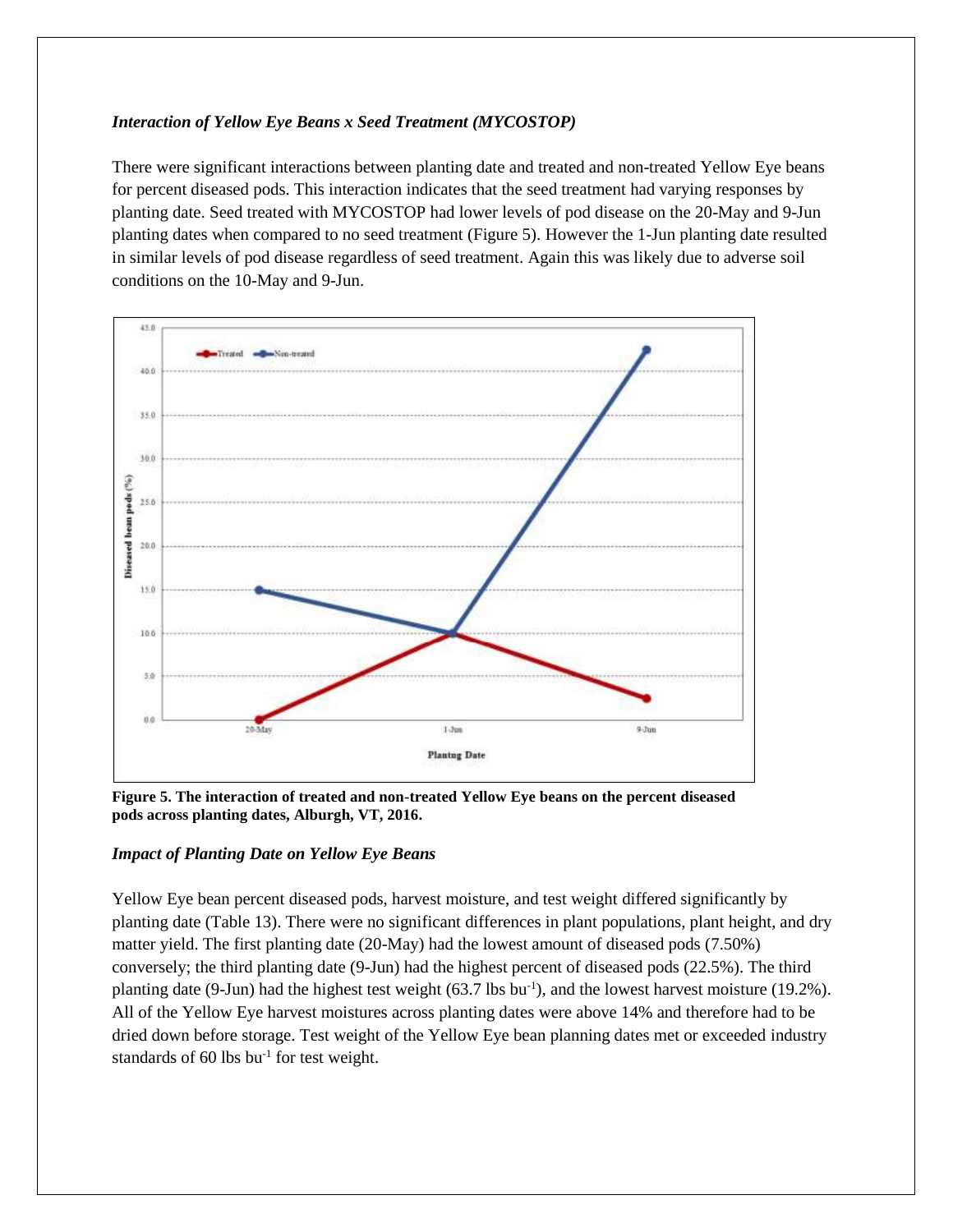### *Interaction of Yellow Eye Beans x Seed Treatment (MYCOSTOP)*

There were significant interactions between planting date and treated and non-treated Yellow Eye beans for percent diseased pods. This interaction indicates that the seed treatment had varying responses by planting date. Seed treated with MYCOSTOP had lower levels of pod disease on the 20-May and 9-Jun planting dates when compared to no seed treatment (Figure 5). However the 1-Jun planting date resulted in similar levels of pod disease regardless of seed treatment. Again this was likely due to adverse soil conditions on the 10-May and 9-Jun.

**Figure 5. The interaction of treated and non-treated Yellow Eye beans on the percent diseased pods across planting dates, Alburgh, VT, 2016.**

### *Impact of Planting Date on Yellow Eye Beans*

Yellow Eye bean percent diseased pods, harvest moisture, and test weight differed significantly by planting date (Table 13). There were no significant differences in plant populations, plant height, and dry matter yield. The first planting date (20-May) had the lowest amount of diseased pods (7.50%) conversely; the third planting date (9-Jun) had the highest percent of diseased pods (22.5%). The third planting date (9-Jun) had the highest test weight (63.7 lbs $bu^{-1}$), and the lowest harvest moisture (19.2%). All of the Yellow Eye harvest moistures across planting dates were above 14% and therefore had to be dried down before storage. Test weight of the Yellow Eye bean planning dates met or exceeded industry standards of 60 lbs $bu^{-1}$ for test weight.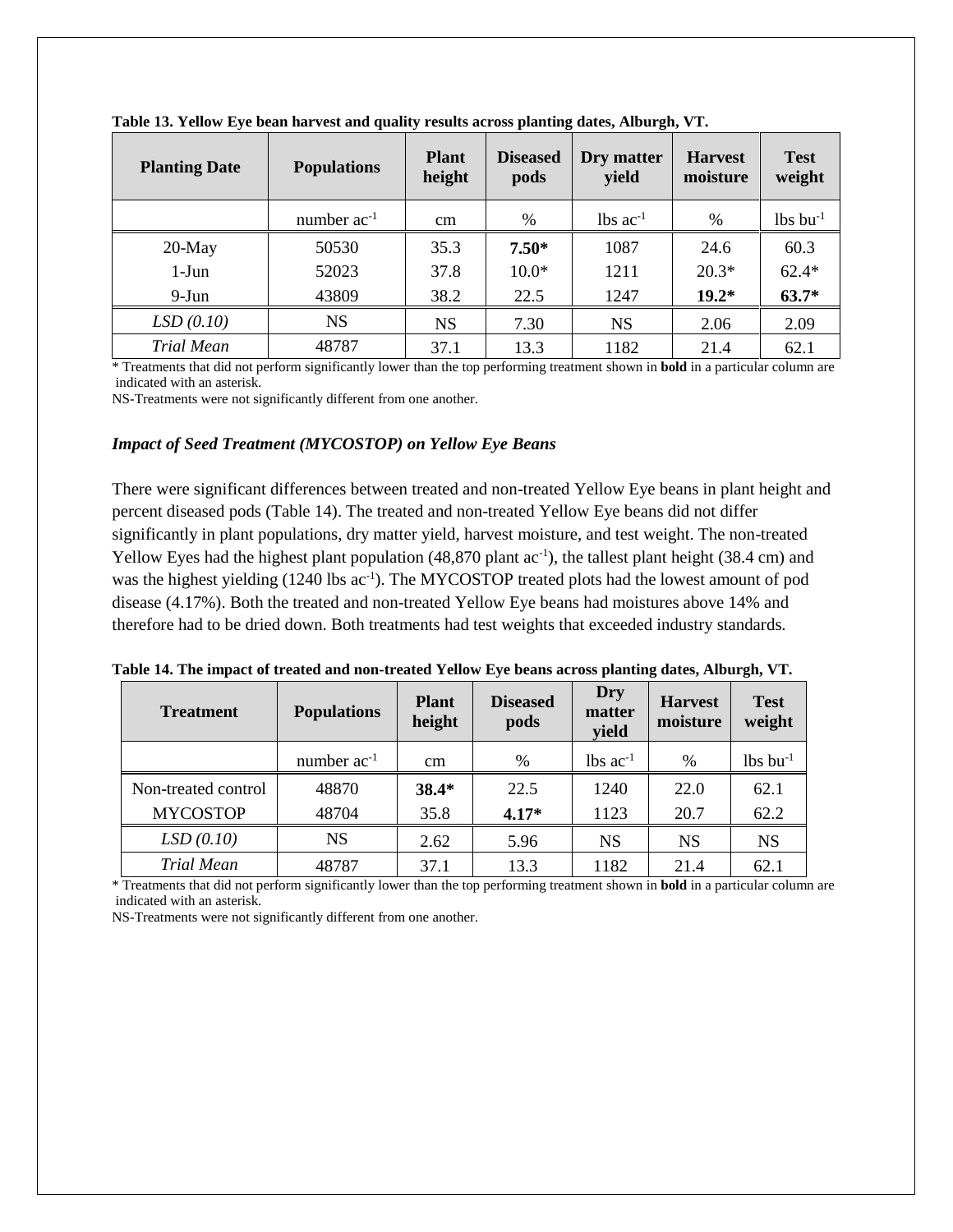**Table 13. Yellow Eye bean harvest and quality results across planting dates, Alburgh, VT.**

| Planting Date | Populations | Plant height | Diseased pods | Dry matter yield | Harvest moisture | Test weight |
|---|---|---|---|---|---|---|
| | number ac$^{-1}$ | cm | % | lbs ac$^{-1}$ | % | lbs bu$^{-1}$ |
| 20-May | 50530 | 35.3 | **7.50*** | 1087 | 24.6 | 60.3 |
| 1-Jun | 52023 | 37.8 | 10.0* | 1211 | 20.3* | 62.4* |
| 9-Jun | 43809 | 38.2 | 22.5 | 1247 | **19.2*** | **63.7*** |
| *LSD (0.10)* | NS | NS | 7.30 | NS | 2.06 | 2.09 |
| *Trial Mean* | 48787 | 37.1 | 13.3 | 1182 | 21.4 | 62.1 |

* Treatments that did not perform significantly lower than the top performing treatment shown in **bold** in a particular column are indicated with an asterisk.

NS-Treatments were not significantly different from one another.

### *Impact of Seed Treatment (MYCOSTOP) on Yellow Eye Beans*

There were significant differences between treated and non-treated Yellow Eye beans in plant height and percent diseased pods (Table 14). The treated and non-treated Yellow Eye beans did not differ significantly in plant populations, dry matter yield, harvest moisture, and test weight. The non-treated Yellow Eyes had the highest plant population (48,870 plant ac$^{-1}$), the tallest plant height (38.4 cm) and was the highest yielding (1240 lbs ac$^{-1}$). The MYCOSTOP treated plots had the lowest amount of pod disease (4.17%). Both the treated and non-treated Yellow Eye beans had moistures above 14% and therefore had to be dried down. Both treatments had test weights that exceeded industry standards.

**Table 14. The impact of treated and non-treated Yellow Eye beans across planting dates, Alburgh, VT.**

| Treatment | Populations | Plant height | Diseased pods | Dry matter yield | Harvest moisture | Test weight |
|---|---|---|---|---|---|---|
| | number ac$^{-1}$ | cm | % | lbs ac$^{-1}$ | % | lbs bu$^{-1}$ |
| Non-treated control | 48870 | **38.4*** | 22.5 | 1240 | 22.0 | 62.1 |
| MYCOSTOP | 48704 | 35.8 | **4.17*** | 1123 | 20.7 | 62.2 |
| *LSD (0.10)* | NS | 2.62 | 5.96 | NS | NS | NS |
| *Trial Mean* | 48787 | 37.1 | 13.3 | 1182 | 21.4 | 62.1 |

* Treatments that did not perform significantly lower than the top performing treatment shown in **bold** in a particular column are indicated with an asterisk.

NS-Treatments were not significantly different from one another.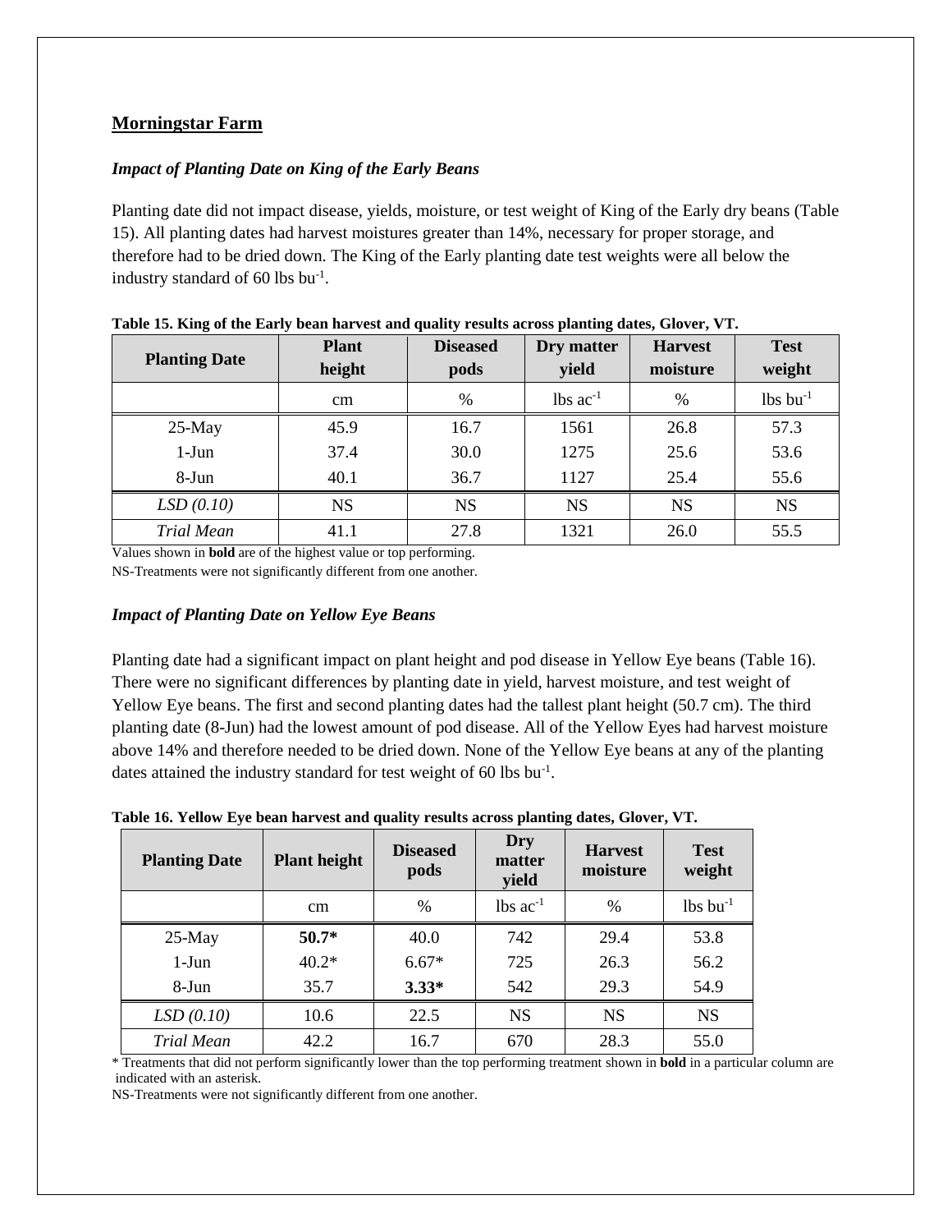## Morningstar Farm

### *Impact of Planting Date on King of the Early Beans*

Planting date did not impact disease, yields, moisture, or test weight of King of the Early dry beans (Table 15). All planting dates had harvest moistures greater than 14%, necessary for proper storage, and therefore had to be dried down. The King of the Early planting date test weights were all below the industry standard of 60 lbs $bu^{-1}$.

**Table 15. King of the Early bean harvest and quality results across planting dates, Glover, VT.**

| Planting Date | Plant height | Diseased pods | Dry matter yield | Harvest moisture | Test weight |
|---|---|---|---|---|---|
| | cm | % | lbs $ac^{-1}$ | % | lbs $bu^{-1}$ |
| 25-May | 45.9 | 16.7 | 1561 | 26.8 | 57.3 |
| 1-Jun | 37.4 | 30.0 | 1275 | 25.6 | 53.6 |
| 8-Jun | 40.1 | 36.7 | 1127 | 25.4 | 55.6 |
| *LSD (0.10)* | NS | NS | NS | NS | NS |
| *Trial Mean* | 41.1 | 27.8 | 1321 | 26.0 | 55.5 |

Values shown in **bold** are of the highest value or top performing.
NS-Treatments were not significantly different from one another.

### *Impact of Planting Date on Yellow Eye Beans*

Planting date had a significant impact on plant height and pod disease in Yellow Eye beans (Table 16). There were no significant differences by planting date in yield, harvest moisture, and test weight of Yellow Eye beans. The first and second planting dates had the tallest plant height (50.7 cm). The third planting date (8-Jun) had the lowest amount of pod disease. All of the Yellow Eyes had harvest moisture above 14% and therefore needed to be dried down. None of the Yellow Eye beans at any of the planting dates attained the industry standard for test weight of 60 lbs $bu^{-1}$.

**Table 16. Yellow Eye bean harvest and quality results across planting dates, Glover, VT.**

| Planting Date | Plant height | Diseased pods | Dry matter yield | Harvest moisture | Test weight |
|---|---|---|---|---|---|
| | cm | % | lbs $ac^{-1}$ | % | lbs $bu^{-1}$ |
| 25-May | **50.7*** | 40.0 | 742 | 29.4 | 53.8 |
| 1-Jun | 40.2* | 6.67* | 725 | 26.3 | 56.2 |
| 8-Jun | 35.7 | **3.33*** | 542 | 29.3 | 54.9 |
| *LSD (0.10)* | 10.6 | 22.5 | NS | NS | NS |
| *Trial Mean* | 42.2 | 16.7 | 670 | 28.3 | 55.0 |

\* Treatments that did not perform significantly lower than the top performing treatment shown in **bold** in a particular column are indicated with an asterisk.
NS-Treatments were not significantly different from one another.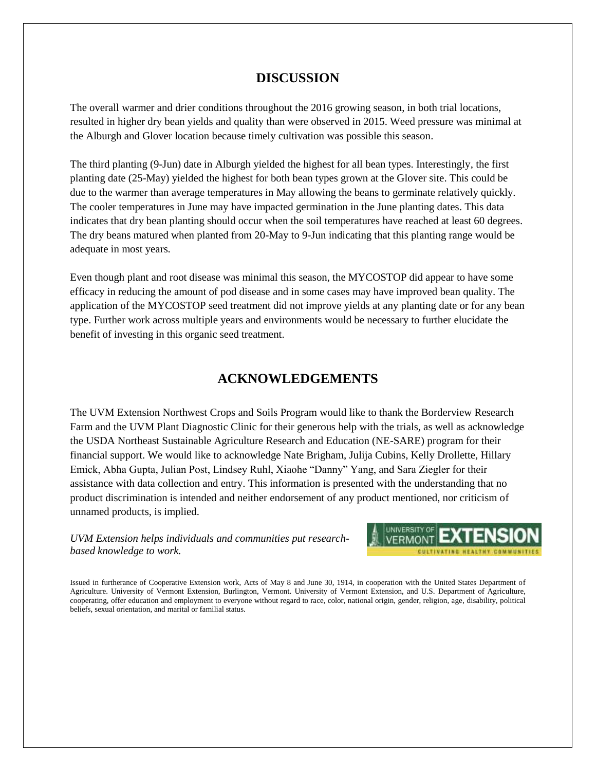## DISCUSSION

The overall warmer and drier conditions throughout the 2016 growing season, in both trial locations, resulted in higher dry bean yields and quality than were observed in 2015. Weed pressure was minimal at the Alburgh and Glover location because timely cultivation was possible this season.

The third planting (9-Jun) date in Alburgh yielded the highest for all bean types. Interestingly, the first planting date (25-May) yielded the highest for both bean types grown at the Glover site. This could be due to the warmer than average temperatures in May allowing the beans to germinate relatively quickly. The cooler temperatures in June may have impacted germination in the June planting dates. This data indicates that dry bean planting should occur when the soil temperatures have reached at least 60 degrees. The dry beans matured when planted from 20-May to 9-Jun indicating that this planting range would be adequate in most years.

Even though plant and root disease was minimal this season, the MYCOSTOP did appear to have some efficacy in reducing the amount of pod disease and in some cases may have improved bean quality. The application of the MYCOSTOP seed treatment did not improve yields at any planting date or for any bean type. Further work across multiple years and environments would be necessary to further elucidate the benefit of investing in this organic seed treatment.

## ACKNOWLEDGEMENTS

The UVM Extension Northwest Crops and Soils Program would like to thank the Borderview Research Farm and the UVM Plant Diagnostic Clinic for their generous help with the trials, as well as acknowledge the USDA Northeast Sustainable Agriculture Research and Education (NE-SARE) program for their financial support. We would like to acknowledge Nate Brigham, Julija Cubins, Kelly Drollette, Hillary Emick, Abha Gupta, Julian Post, Lindsey Ruhl, Xiaohe "Danny" Yang, and Sara Ziegler for their assistance with data collection and entry. This information is presented with the understanding that no product discrimination is intended and neither endorsement of any product mentioned, nor criticism of unnamed products, is implied.

*UVM Extension helps individuals and communities put research-based knowledge to work.*

UNIVERSITY OF VERMONT EXTENSION
CULTIVATING HEALTHY COMMUNITIES

Issued in furtherance of Cooperative Extension work, Acts of May 8 and June 30, 1914, in cooperation with the United States Department of Agriculture. University of Vermont Extension, Burlington, Vermont. University of Vermont Extension, and U.S. Department of Agriculture, cooperating, offer education and employment to everyone without regard to race, color, national origin, gender, religion, age, disability, political beliefs, sexual orientation, and marital or familial status.